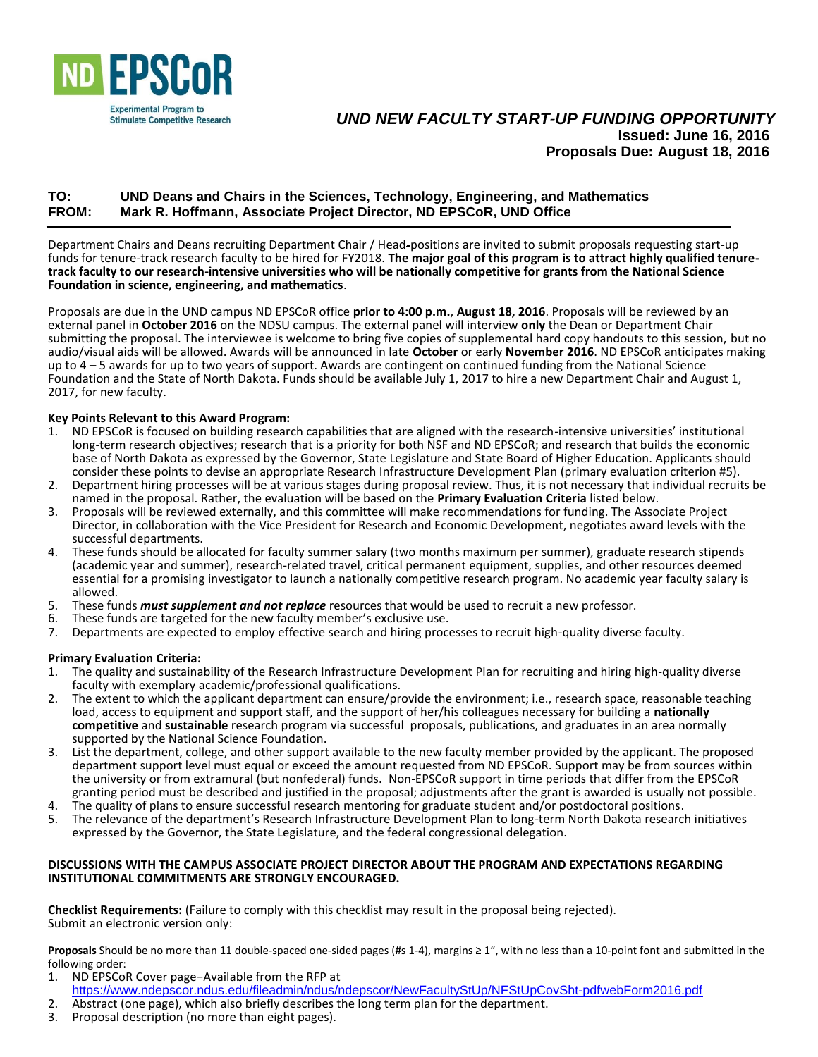**ND EPSCoR**
Experimental Program to Stimulate Competitive Research

# *UND NEW FACULTY START-UP FUNDING OPPORTUNITY*

**Issued: June 16, 2016**
**Proposals Due: August 18, 2016**

**TO:** **UND Deans and Chairs in the Sciences, Technology, Engineering, and Mathematics**
**FROM:** **Mark R. Hoffmann, Associate Project Director, ND EPSCoR, UND Office**

---

Department Chairs and Deans recruiting Department Chair / Head-positions are invited to submit proposals requesting start-up funds for tenure-track research faculty to be hired for FY2018. **The major goal of this program is to attract highly qualified tenure-track faculty to our research-intensive universities who will be nationally competitive for grants from the National Science Foundation in science, engineering, and mathematics**.

Proposals are due in the UND campus ND EPSCoR office **prior to 4:00 p.m.**, **August 18, 2016**. Proposals will be reviewed by an external panel in **October 2016** on the NDSU campus. The external panel will interview **only** the Dean or Department Chair submitting the proposal. The interviewee is welcome to bring five copies of supplemental hard copy handouts to this session, but no audio/visual aids will be allowed. Awards will be announced in late **October** or early **November 2016**. ND EPSCoR anticipates making up to 4 – 5 awards for up to two years of support. Awards are contingent on continued funding from the National Science Foundation and the State of North Dakota. Funds should be available July 1, 2017 to hire a new Department Chair and August 1, 2017, for new faculty.

**Key Points Relevant to this Award Program:**

1. ND EPSCoR is focused on building research capabilities that are aligned with the research-intensive universities' institutional long-term research objectives; research that is a priority for both NSF and ND EPSCoR; and research that builds the economic base of North Dakota as expressed by the Governor, State Legislature and State Board of Higher Education. Applicants should consider these points to devise an appropriate Research Infrastructure Development Plan (primary evaluation criterion #5).
2. Department hiring processes will be at various stages during proposal review. Thus, it is not necessary that individual recruits be named in the proposal. Rather, the evaluation will be based on the **Primary Evaluation Criteria** listed below.
3. Proposals will be reviewed externally, and this committee will make recommendations for funding. The Associate Project Director, in collaboration with the Vice President for Research and Economic Development, negotiates award levels with the successful departments.
4. These funds should be allocated for faculty summer salary (two months maximum per summer), graduate research stipends (academic year and summer), research-related travel, critical permanent equipment, supplies, and other resources deemed essential for a promising investigator to launch a nationally competitive research program. No academic year faculty salary is allowed.
5. These funds ***must supplement and not replace*** resources that would be used to recruit a new professor.
6. These funds are targeted for the new faculty member's exclusive use.
7. Departments are expected to employ effective search and hiring processes to recruit high-quality diverse faculty.

**Primary Evaluation Criteria:**

1. The quality and sustainability of the Research Infrastructure Development Plan for recruiting and hiring high-quality diverse faculty with exemplary academic/professional qualifications.
2. The extent to which the applicant department can ensure/provide the environment; i.e., research space, reasonable teaching load, access to equipment and support staff, and the support of her/his colleagues necessary for building a **nationally competitive** and **sustainable** research program via successful proposals, publications, and graduates in an area normally supported by the National Science Foundation.
3. List the department, college, and other support available to the new faculty member provided by the applicant. The proposed department support level must equal or exceed the amount requested from ND EPSCoR. Support may be from sources within the university or from extramural (but nonfederal) funds. Non-EPSCoR support in time periods that differ from the EPSCoR granting period must be described and justified in the proposal; adjustments after the grant is awarded is usually not possible.
4. The quality of plans to ensure successful research mentoring for graduate student and/or postdoctoral positions.
5. The relevance of the department's Research Infrastructure Development Plan to long-term North Dakota research initiatives expressed by the Governor, the State Legislature, and the federal congressional delegation.

**DISCUSSIONS WITH THE CAMPUS ASSOCIATE PROJECT DIRECTOR ABOUT THE PROGRAM AND EXPECTATIONS REGARDING INSTITUTIONAL COMMITMENTS ARE STRONGLY ENCOURAGED.**

**Checklist Requirements:** (Failure to comply with this checklist may result in the proposal being rejected).
Submit an electronic version only:

**Proposals** Should be no more than 11 double-spaced one-sided pages (#s 1-4), margins ≥ 1", with no less than a 10-point font and submitted in the following order:

1. ND EPSCoR Cover page−Available from the RFP at https://www.ndepscor.ndus.edu/fileadmin/ndus/ndepscor/NewFacultyStUp/NFStUpCovSht-pdfwebForm2016.pdf
2. Abstract (one page), which also briefly describes the long term plan for the department.
3. Proposal description (no more than eight pages).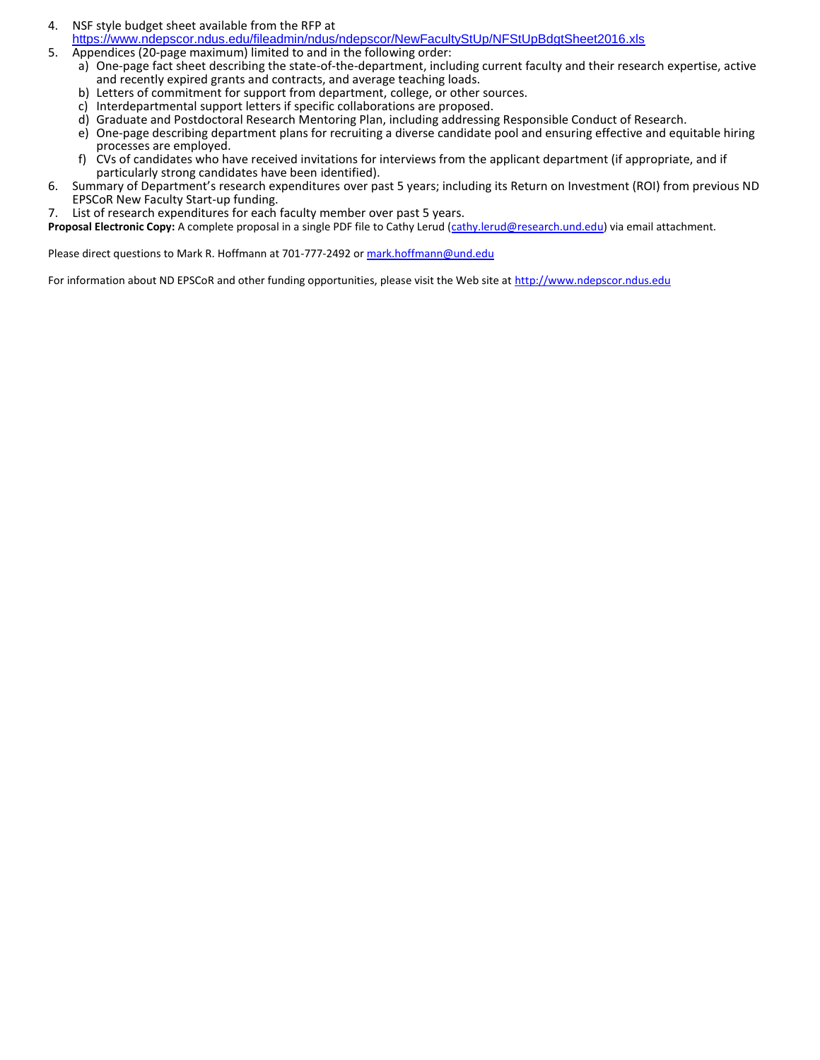4. NSF style budget sheet available from the RFP at https://www.ndepscor.ndus.edu/fileadmin/ndus/ndepscor/NewFacultyStUp/NFStUpBdgtSheet2016.xls
5. Appendices (20-page maximum) limited to and in the following order:
   a) One-page fact sheet describing the state-of-the-department, including current faculty and their research expertise, active and recently expired grants and contracts, and average teaching loads.
   b) Letters of commitment for support from department, college, or other sources.
   c) Interdepartmental support letters if specific collaborations are proposed.
   d) Graduate and Postdoctoral Research Mentoring Plan, including addressing Responsible Conduct of Research.
   e) One-page describing department plans for recruiting a diverse candidate pool and ensuring effective and equitable hiring processes are employed.
   f) CVs of candidates who have received invitations for interviews from the applicant department (if appropriate, and if particularly strong candidates have been identified).
6. Summary of Department's research expenditures over past 5 years; including its Return on Investment (ROI) from previous ND EPSCoR New Faculty Start-up funding.
7. List of research expenditures for each faculty member over past 5 years.

**Proposal Electronic Copy:** A complete proposal in a single PDF file to Cathy Lerud (cathy.lerud@research.und.edu) via email attachment.

Please direct questions to Mark R. Hoffmann at 701-777-2492 or mark.hoffmann@und.edu

For information about ND EPSCoR and other funding opportunities, please visit the Web site at http://www.ndepscor.ndus.edu